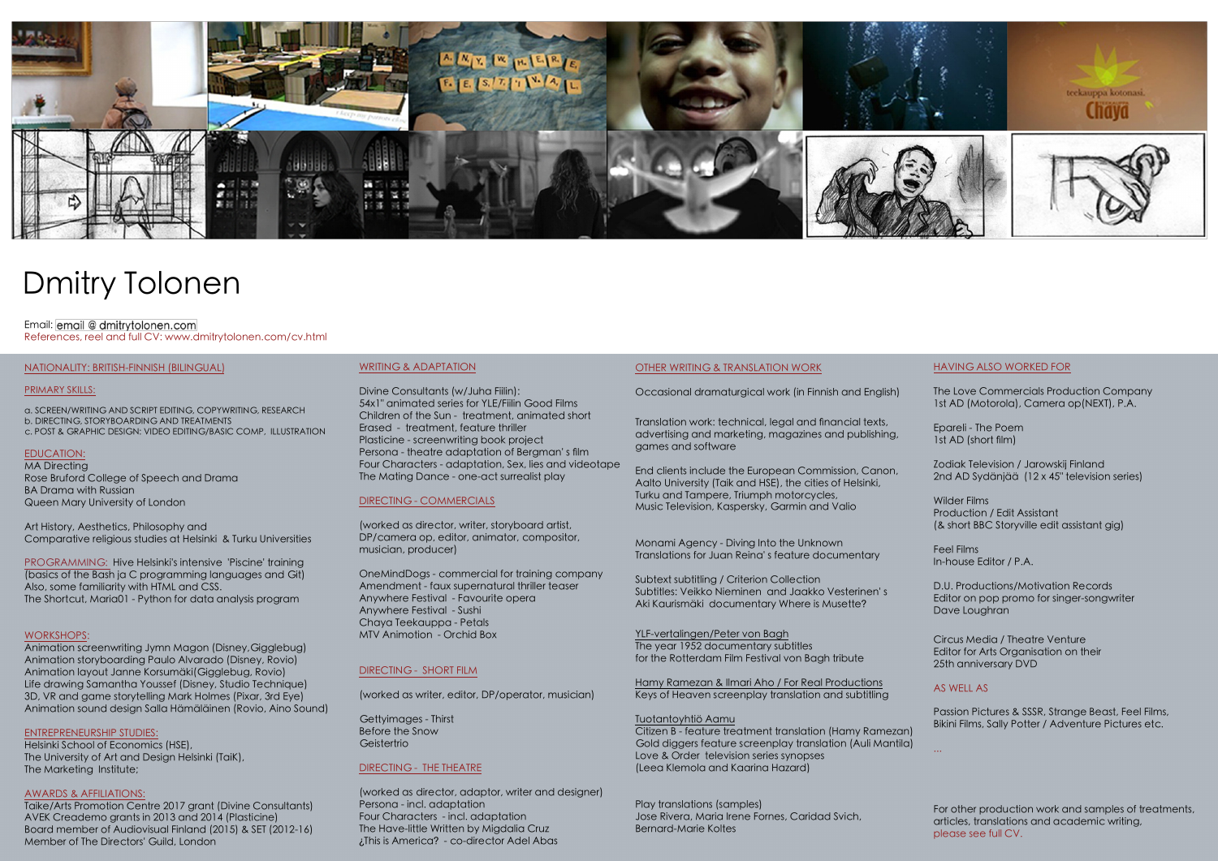# Dmitry Tolonen

Email: email @ dmitrytolonen.com
References, reel and full CV: www.dmitrytolonen.com/cv.html

## NATIONALITY: BRITISH-FINNISH (BILINGUAL)

## PRIMARY SKILLS:

a. SCREEN/WRITING AND SCRIPT EDITING, COPYWRITING, RESEARCH
b. DIRECTING, STORYBOARDING AND TREATMENTS
c. POST & GRAPHIC DESIGN: VIDEO EDITING/BASIC COMP, ILLUSTRATION

## EDUCATION:

MA Directing
Rose Bruford College of Speech and Drama
BA Drama with Russian
Queen Mary University of London

Art History, Aesthetics, Philosophy and
Comparative religious studies at Helsinki & Turku Universities

## PROGRAMMING:

Hive Helsinki's intensive 'Piscine' training (basics of the Bash ja C programming languages and Git)
Also, some familiarity with HTML and CSS.
The Shortcut, Maria01 - Python for data analysis program

## WORKSHOPS:

Animation screenwriting Jymn Magon (Disney,Gigglebug)
Animation storyboarding Paulo Alvarado (Disney, Rovio)
Animation layout Janne Korsumäki(Gigglebug, Rovio)
Life drawing Samantha Youssef (Disney, Studio Technique)
3D, VR and game storytelling Mark Holmes (Pixar, 3rd Eye)
Animation sound design Salla Hämäläinen (Rovio, Aino Sound)

## ENTREPRENEURSHIP STUDIES:

Helsinki School of Economics (HSE),
The University of Art and Design Helsinki (TaiK),
The Marketing Institute;

## AWARDS & AFFILIATIONS:

Taike/Arts Promotion Centre 2017 grant (Divine Consultants)
AVEK Creademo grants in 2013 and 2014 (Plasticine)
Board member of Audiovisual Finland (2015) & SET (2012-16)
Member of The Directors' Guild, London

## WRITING & ADAPTATION

Divine Consultants (w/Juha Fiilin):
54x1" animated series for YLE/Fiilin Good Films
Children of the Sun - treatment, animated short
Erased - treatment, feature thriller
Plasticine - screenwriting book project
Persona - theatre adaptation of Bergman' s film
Four Characters - adaptation, Sex, lies and videotape
The Mating Dance - one-act surrealist play

## DIRECTING - COMMERCIALS

(worked as director, writer, storyboard artist, DP/camera op, editor, animator, compositor, musician, producer)

OneMindDogs - commercial for training company
Amendment - faux supernatural thriller teaser
Anywhere Festival - Favourite opera
Anywhere Festival - Sushi
Chaya Teekauppa - Petals
MTV Animotion - Orchid Box

## DIRECTING - SHORT FILM

(worked as writer, editor, DP/operator, musician)

Gettyimages - Thirst
Before the Snow
Geistertrio

## DIRECTING - THE THEATRE

(worked as director, adaptor, writer and designer)
Persona - incl. adaptation
Four Characters - incl. adaptation
The Have-little Written by Migdalia Cruz
¿This is America? - co-director Adel Abas

## OTHER WRITING & TRANSLATION WORK

Occasional dramaturgical work (in Finnish and English)

Translation work: technical, legal and financial texts, advertising and marketing, magazines and publishing, games and software

End clients include the European Commission, Canon, Aalto University (Taik and HSE), the cities of Helsinki, Turku and Tampere, Triumph motorcycles, Music Television, Kaspersky, Garmin and Valio

Monami Agency - Diving Into the Unknown
Translations for Juan Reina' s feature documentary

Subtext subtitling / Criterion Collection
Subtitles: Veikko Nieminen and Jaakko Vesterinen' s Aki Kaurismäki documentary Where is Musette?

YLF-vertalingen/Peter von Bagh
The year 1952 documentary subtitles for the Rotterdam Film Festival von Bagh tribute

Hamy Ramezan & Ilmari Aho / For Real Productions
Keys of Heaven screenplay translation and subtitling

Tuotantoyhtiö Aamu
Citizen B - feature treatment translation (Hamy Ramezan)
Gold diggers feature screenplay translation (Auli Mantila)
Love & Order television series synopses
(Leea Klemola and Kaarina Hazard)

Play translations (samples)
Jose Rivera, Maria Irene Fornes, Caridad Svich,
Bernard-Marie Koltes

## HAVING ALSO WORKED FOR

The Love Commercials Production Company
1st AD (Motorola), Camera op(NEXT), P.A.

Epareli - The Poem
1st AD (short film)

Zodiak Television / Jarowskij Finland
2nd AD Sydänjää (12 x 45" television series)

Wilder Films
Production / Edit Assistant
(& short BBC Storyville edit assistant gig)

Feel Films
In-house Editor / P.A.

D.U. Productions/Motivation Records
Editor on pop promo for singer-songwriter Dave Loughran

Circus Media / Theatre Venture
Editor for Arts Organisation on their 25th anniversary DVD

## AS WELL AS

Passion Pictures & SSSR, Strange Beast, Feel Films, Bikini Films, Sally Potter / Adventure Pictures etc.

...

For other production work and samples of treatments, articles, translations and academic writing, please see full CV.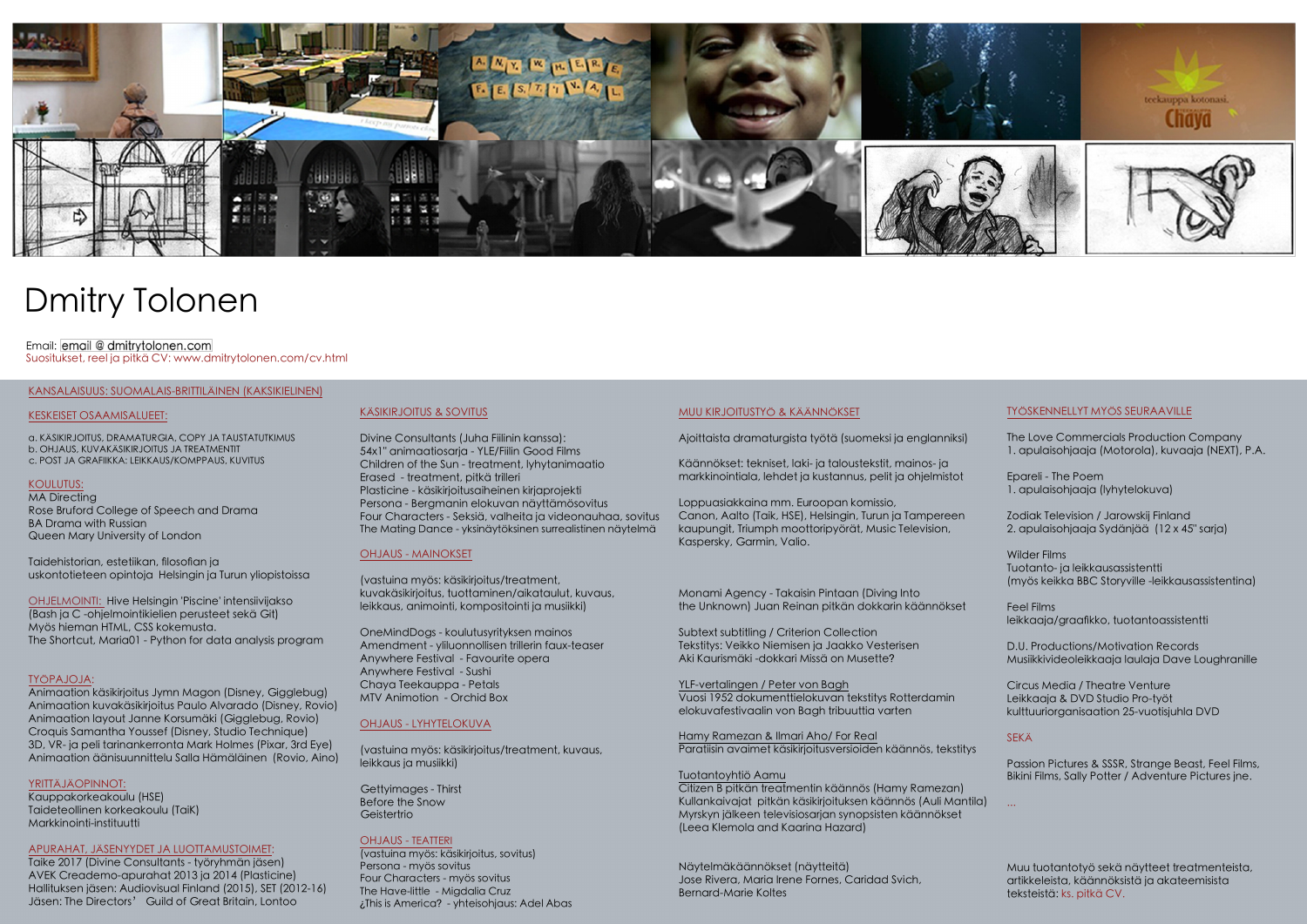# Dmitry Tolonen

Email: email @ dmitrytolonen.com
Suositukset, reel ja pitkä CV: www.dmitrytolonen.com/cv.html

KANSALAISUUS: SUOMALAIS-BRITTILÄINEN (KAKSIKIELINEN)

## KESKEISET OSAAMISALUEET:

a. KÄSIKIRJOITUS, DRAMATURGIA, COPY JA TAUSTATUTKIMUS
b. OHJAUS, KUVAKÄSIKIRJOITUS JA TREATMENTIT
c. POST JA GRAFIIKKA: LEIKKAUS/KOMPPAUS, KUVITUS

## KOULUTUS:

MA Directing
Rose Bruford College of Speech and Drama
BA Drama with Russian
Queen Mary University of London

Taidehistorian, estetiikan, filosofian ja uskontotieteen opintoja Helsingin ja Turun yliopistoissa

## OHJELMOINTI:

Hive Helsingin 'Piscine' intensiivijakso (Bash ja C -ohjelmointikielien perusteet sekä Git)
Myös hieman HTML, CSS kokemusta.
The Shortcut, Maria01 - Python for data analysis program

## TYÖPAJOJA:

Animaation käsikirjoitus Jymn Magon (Disney, Gigglebug)
Animaation kuvakäsikirjoitus Paulo Alvarado (Disney, Rovio)
Animaation layout Janne Korsumäki (Gigglebug, Rovio)
Croquis Samantha Youssef (Disney, Studio Technique)
3D, VR- ja peli tarinankerronta Mark Holmes (Pixar, 3rd Eye)
Animaation äänisuunnittelu Salla Hämäläinen (Rovio, Aino)

## YRITTÄJÄOPINNOT:

Kauppakorkeakoulu (HSE)
Taideteollinen korkeakoulu (TaiK)
Markkinointi-instituutti

## APURAHAT, JÄSENYYDET JA LUOTTAMUSTOIMET:

Taike 2017 (Divine Consultants - työryhmän jäsen)
AVEK Creademo-apurahat 2013 ja 2014 (Plasticine)
Hallituksen jäsen: Audiovisual Finland (2015), SET (2012-16)
Jäsen: The Directors' Guild of Great Britain, Lontoo

## KÄSIKIRJOITUS & SOVITUS

Divine Consultants (Juha Fiilinin kanssa):
54x1" animaatiosarja - YLE/Fiilin Good Films
Children of the Sun - treatment, lyhytanimaatio
Erased - treatment, pitkä trilleri
Plasticine - käsikirjoitusaiheinen kirjaprojekti
Persona - Bergmanin elokuvan näyttämösovitus
Four Characters - Seksiä, valheita ja videonauhaa, sovitus
The Mating Dance - yksinäytöksinen surrealistinen näytelmä

## OHJAUS - MAINOKSET

(vastuina myös: käsikirjoitus/treatment, kuvakäsikirjoitus, tuottaminen/aikataulut, kuvaus, leikkaus, animointi, kompositointi ja musiikki)

OneMindDogs - koulutusyrityksen mainos
Amendment - yliluonnollisen trillerin faux-teaser
Anywhere Festival - Favourite opera
Anywhere Festival - Sushi
Chaya Teekauppa - Petals
MTV Animotion - Orchid Box

## OHJAUS - LYHYTELOKUVA

(vastuina myös: käsikirjoitus/treatment, kuvaus, leikkaus ja musiikki)

Gettyimages - Thirst
Before the Snow
Geistertrio

## OHJAUS - TEATTERI

(vastuina myös: käsikirjoitus, sovitus)
Persona - myös sovitus
Four Characters - myös sovitus
The Have-little - Migdalia Cruz
¿This is America? - yhteisohjaus: Adel Abas

## MUU KIRJOITUSTYÖ & KÄÄNNÖKSET

Ajoittaista dramaturgista työtä (suomeksi ja englanniksi)

Käännökset: tekniset, laki- ja talousteksit, mainos- ja markkinointiala, lehdet ja kustannus, pelit ja ohjelmistot

Loppuasiakkaina mm. Euroopan komissio, Canon, Aalto (Taik, HSE), Helsingin, Turun ja Tampereen kaupungit, Triumph moottoripyörät, Music Television, Kaspersky, Garmin, Valio.

Monami Agency - Takaisin Pintaan (Diving Into the Unknown) Juan Reinan pitkän dokkarin käännökset

Subtext subtitling / Criterion Collection
Tekstitys: Veikko Niemisen ja Jaakko Vesterisen Aki Kaurismäki -dokkari Missä on Musette?

YLF-vertalingen / Peter von Bagh
Vuosi 1952 dokumenttielokuvan tekstitys Rotterdamin elokuvafestivaalin von Bagh tribuuttia varten

Hamy Ramezan & Ilmari Aho/ For Real
Paratiisin avaimet käsikirjoitusversioiden käännös, tekstitys

Tuotantoyhtiö Aamu
Citizen B pitkän treatmentin käännös (Hamy Ramezan)
Kullankaivajat pitkän käsikirjoituksen käännös (Auli Mantila)
Myrskyn jälkeen televisiosarjan synopsisten käännökset (Leea Klemola and Kaarina Hazard)

Näytelmäkäännökset (näytteitä)
Jose Rivera, Maria Irene Fornes, Caridad Svich, Bernard-Marie Koltes

## TYÖSKENNELLYT MYÖS SEURAAVILLE

The Love Commercials Production Company
1. apulaisohjaaja (Motorola), kuvaaja (NEXT), P.A.

Epareli - The Poem
1. apulaisohjaaja (lyhytelokuva)

Zodiak Television / Jarowskij Finland
2. apulaisohjaaja Sydänjää (12 x 45" sarja)

Wilder Films
Tuotanto- ja leikkausassistentti
(myös keikka BBC Storyville -leikkausassistentina)

Feel Films
leikkaaja/graafikko, tuotantoassistentti

D.U. Productions/Motivation Records
Musiikkivideoleikkaaja laulaja Dave Loughranille

Circus Media / Theatre Venture
Leikkaaja & DVD Studio Pro-työt
kulttuuriorganisaation 25-vuotisjuhla DVD

## SEKÄ

Passion Pictures & SSSR, Strange Beast, Feel Films, Bikini Films, Sally Potter / Adventure Pictures jne.

...

Muu tuotantotyö sekä näytteet treatmenteista, artikkeleista, käännöksistä ja akateemisista teksteistä: ks. pitkä CV.